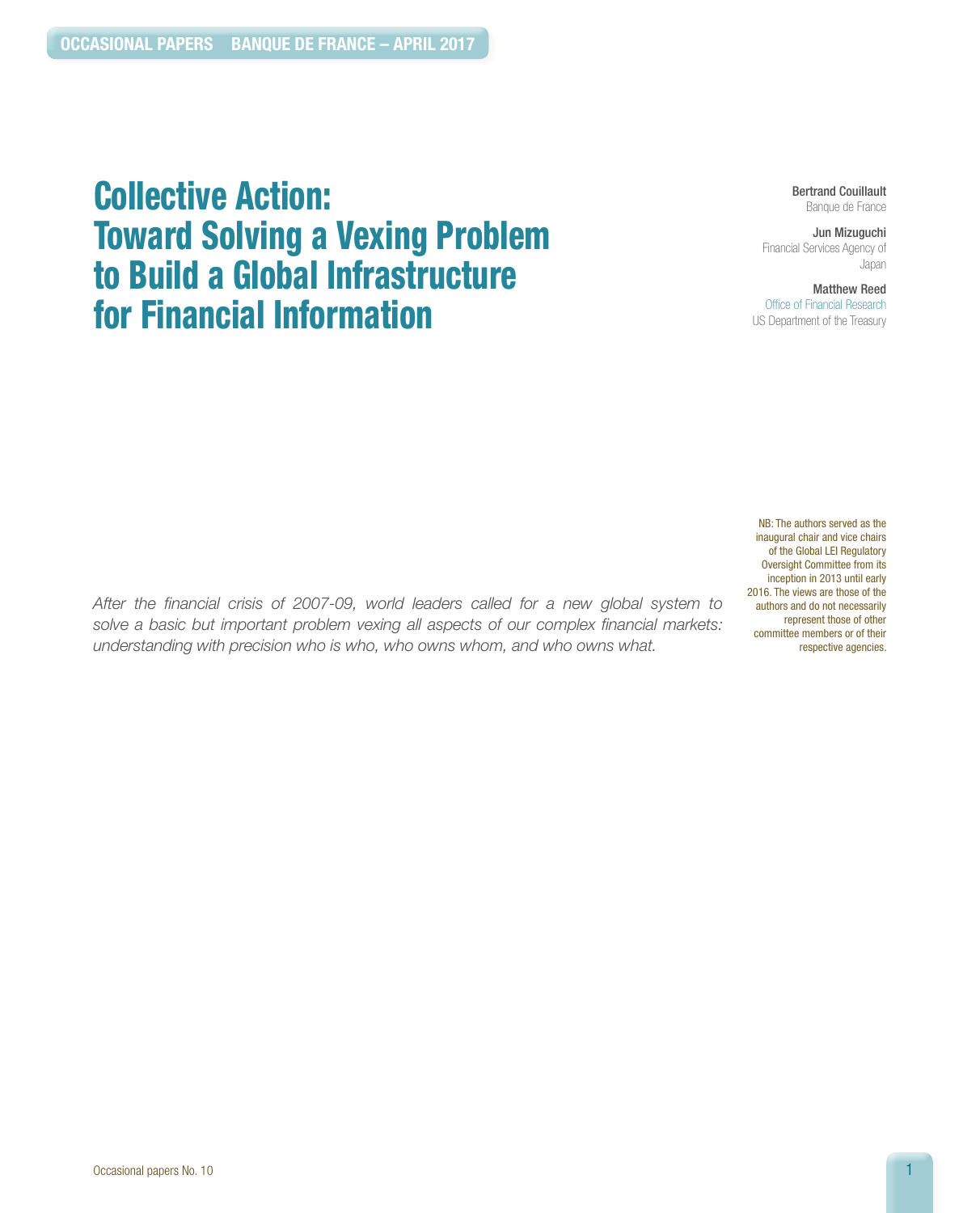# Collective Action: Toward Solving a Vexing Problem to Build a Global Infrastructure for Financial Information

**Bertrand Couillault**
Banque de France

**Jun Mizuguchi**
Financial Services Agency of Japan

**Matthew Reed**
Office of Financial Research
US Department of the Treasury

NB: The authors served as the inaugural chair and vice chairs of the Global LEI Regulatory Oversight Committee from its inception in 2013 until early 2016. The views are those of the authors and do not necessarily represent those of other committee members or of their respective agencies.

*After the financial crisis of 2007-09, world leaders called for a new global system to solve a basic but important problem vexing all aspects of our complex financial markets: understanding with precision who is who, who owns whom, and who owns what.*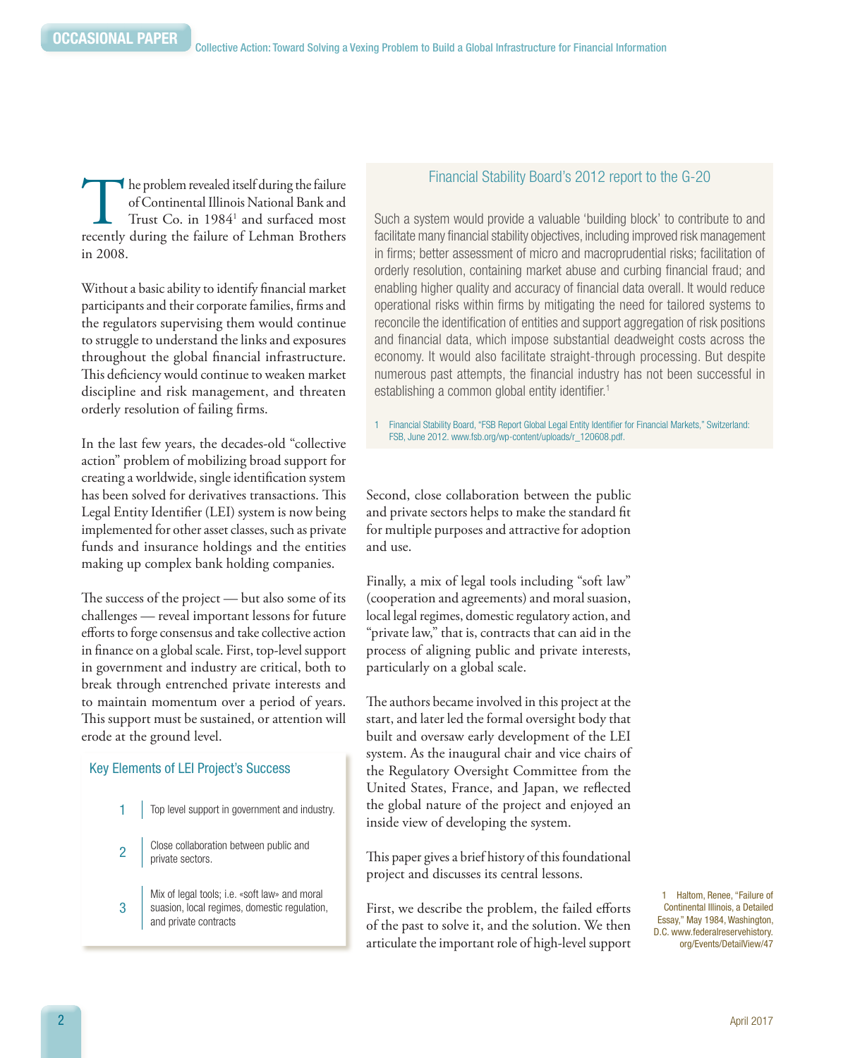The problem revealed itself during the failure of Continental Illinois National Bank and Trust Co. in 1984[1] and surfaced most recently during the failure of Lehman Brothers in 2008.

Without a basic ability to identify financial market participants and their corporate families, firms and the regulators supervising them would continue to struggle to understand the links and exposures throughout the global financial infrastructure. This deficiency would continue to weaken market discipline and risk management, and threaten orderly resolution of failing firms.

In the last few years, the decades-old "collective action" problem of mobilizing broad support for creating a worldwide, single identification system has been solved for derivatives transactions. This Legal Entity Identifier (LEI) system is now being implemented for other asset classes, such as private funds and insurance holdings and the entities making up complex bank holding companies.

The success of the project — but also some of its challenges — reveal important lessons for future efforts to forge consensus and take collective action in finance on a global scale. First, top-level support in government and industry are critical, both to break through entrenched private interests and to maintain momentum over a period of years. This support must be sustained, or attention will erode at the ground level.

### Key Elements of LEI Project's Success

1. Top level support in government and industry.
2. Close collaboration between public and private sectors.
3. Mix of legal tools; i.e. «soft law» and moral suasion, local regimes, domestic regulation, and private contracts

### Financial Stability Board's 2012 report to the G-20

Such a system would provide a valuable 'building block' to contribute to and facilitate many financial stability objectives, including improved risk management in firms; better assessment of micro and macroprudential risks; facilitation of orderly resolution, containing market abuse and curbing financial fraud; and enabling higher quality and accuracy of financial data overall. It would reduce operational risks within firms by mitigating the need for tailored systems to reconcile the identification of entities and support aggregation of risk positions and financial data, which impose substantial deadweight costs across the economy. It would also facilitate straight-through processing. But despite numerous past attempts, the financial industry has not been successful in establishing a common global entity identifier.[1]

1 Financial Stability Board, "FSB Report Global Legal Entity Identifier for Financial Markets," Switzerland: FSB, June 2012. www.fsb.org/wp-content/uploads/r_120608.pdf.

Second, close collaboration between the public and private sectors helps to make the standard fit for multiple purposes and attractive for adoption and use.

Finally, a mix of legal tools including "soft law" (cooperation and agreements) and moral suasion, local legal regimes, domestic regulatory action, and "private law," that is, contracts that can aid in the process of aligning public and private interests, particularly on a global scale.

The authors became involved in this project at the start, and later led the formal oversight body that built and oversaw early development of the LEI system. As the inaugural chair and vice chairs of the Regulatory Oversight Committee from the United States, France, and Japan, we reflected the global nature of the project and enjoyed an inside view of developing the system.

This paper gives a brief history of this foundational project and discusses its central lessons.

First, we describe the problem, the failed efforts of the past to solve it, and the solution. We then articulate the important role of high-level support

1 Haltom, Renee, "Failure of Continental Illinois, a Detailed Essay," May 1984, Washington, D.C. www.federalreservehistory.org/Events/DetailView/47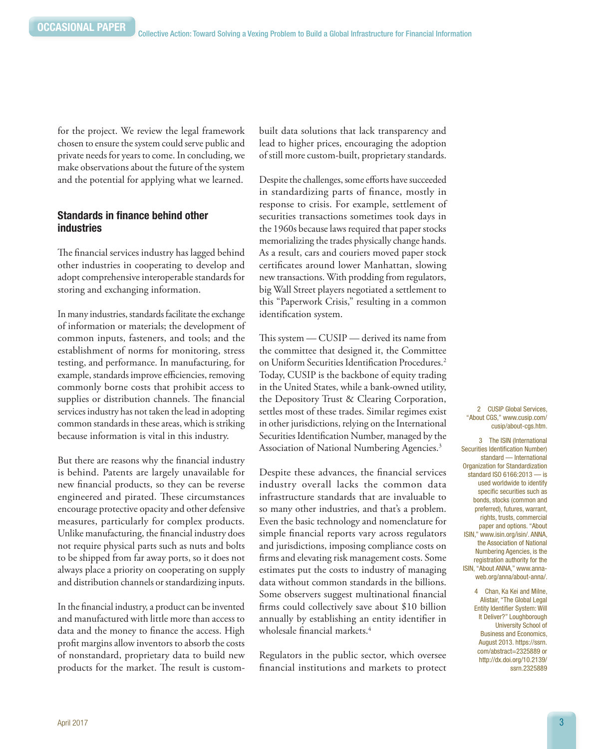for the project. We review the legal framework chosen to ensure the system could serve public and private needs for years to come. In concluding, we make observations about the future of the system and the potential for applying what we learned.

## Standards in finance behind other industries

The financial services industry has lagged behind other industries in cooperating to develop and adopt comprehensive interoperable standards for storing and exchanging information.

In many industries, standards facilitate the exchange of information or materials; the development of common inputs, fasteners, and tools; and the establishment of norms for monitoring, stress testing, and performance. In manufacturing, for example, standards improve efficiencies, removing commonly borne costs that prohibit access to supplies or distribution channels. The financial services industry has not taken the lead in adopting common standards in these areas, which is striking because information is vital in this industry.

But there are reasons why the financial industry is behind. Patents are largely unavailable for new financial products, so they can be reverse engineered and pirated. These circumstances encourage protective opacity and other defensive measures, particularly for complex products. Unlike manufacturing, the financial industry does not require physical parts such as nuts and bolts to be shipped from far away ports, so it does not always place a priority on cooperating on supply and distribution channels or standardizing inputs.

In the financial industry, a product can be invented and manufactured with little more than access to data and the money to finance the access. High profit margins allow inventors to absorb the costs of nonstandard, proprietary data to build new products for the market. The result is custom-built data solutions that lack transparency and lead to higher prices, encouraging the adoption of still more custom-built, proprietary standards.

Despite the challenges, some efforts have succeeded in standardizing parts of finance, mostly in response to crisis. For example, settlement of securities transactions sometimes took days in the 1960s because laws required that paper stocks memorializing the trades physically change hands. As a result, cars and couriers moved paper stock certificates around lower Manhattan, slowing new transactions. With prodding from regulators, big Wall Street players negotiated a settlement to this "Paperwork Crisis," resulting in a common identification system.

This system — CUSIP — derived its name from the committee that designed it, the Committee on Uniform Securities Identification Procedures.[2] Today, CUSIP is the backbone of equity trading in the United States, while a bank-owned utility, the Depository Trust & Clearing Corporation, settles most of these trades. Similar regimes exist in other jurisdictions, relying on the International Securities Identification Number, managed by the Association of National Numbering Agencies.[3]

Despite these advances, the financial services industry overall lacks the common data infrastructure standards that are invaluable to so many other industries, and that's a problem. Even the basic technology and nomenclature for simple financial reports vary across regulators and jurisdictions, imposing compliance costs on firms and elevating risk management costs. Some estimates put the costs to industry of managing data without common standards in the billions. Some observers suggest multinational financial firms could collectively save about $10 billion annually by establishing an entity identifier in wholesale financial markets.[4]

Regulators in the public sector, which oversee financial institutions and markets to protect

---

2 CUSIP Global Services, "About CGS," www.cusip.com/cusip/about-cgs.htm.

3 The ISIN (International Securities Identification Number) standard — International Organization for Standardization standard ISO 6166:2013 — is used worldwide to identify specific securities such as bonds, stocks (common and preferred), futures, warrant, rights, trusts, commercial paper and options. "About ISIN," www.isin.org/isin/. ANNA, the Association of National Numbering Agencies, is the registration authority for the ISIN, "About ANNA," www.anna-web.org/anna/about-anna/.

4 Chan, Ka Kei and Milne, Alistair, "The Global Legal Entity Identifier System: Will It Deliver?" Loughborough University School of Business and Economics, August 2013. https://ssrn.com/abstract=2325889 or http://dx.doi.org/10.2139/ssrn.2325889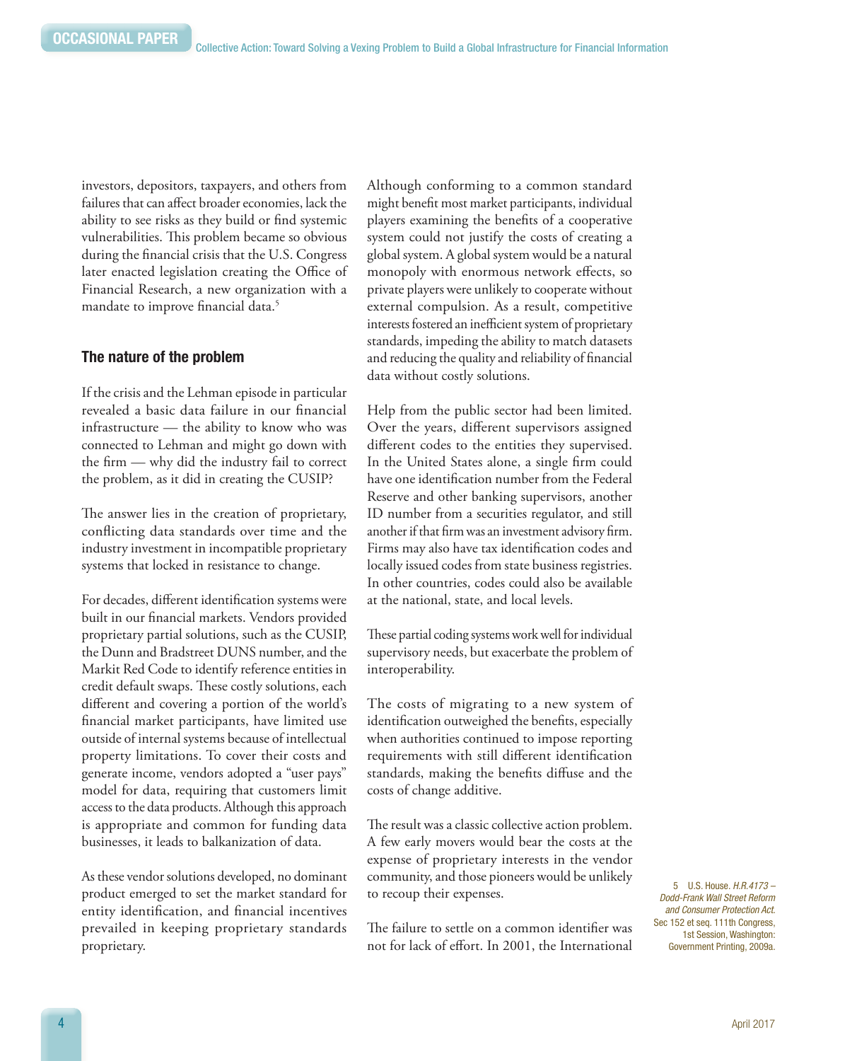investors, depositors, taxpayers, and others from failures that can affect broader economies, lack the ability to see risks as they build or find systemic vulnerabilities. This problem became so obvious during the financial crisis that the U.S. Congress later enacted legislation creating the Office of Financial Research, a new organization with a mandate to improve financial data.[5]

### The nature of the problem

If the crisis and the Lehman episode in particular revealed a basic data failure in our financial infrastructure — the ability to know who was connected to Lehman and might go down with the firm — why did the industry fail to correct the problem, as it did in creating the CUSIP?

The answer lies in the creation of proprietary, conflicting data standards over time and the industry investment in incompatible proprietary systems that locked in resistance to change.

For decades, different identification systems were built in our financial markets. Vendors provided proprietary partial solutions, such as the CUSIP, the Dunn and Bradstreet DUNS number, and the Markit Red Code to identify reference entities in credit default swaps. These costly solutions, each different and covering a portion of the world's financial market participants, have limited use outside of internal systems because of intellectual property limitations. To cover their costs and generate income, vendors adopted a "user pays" model for data, requiring that customers limit access to the data products. Although this approach is appropriate and common for funding data businesses, it leads to balkanization of data.

As these vendor solutions developed, no dominant product emerged to set the market standard for entity identification, and financial incentives prevailed in keeping proprietary standards proprietary.

Although conforming to a common standard might benefit most market participants, individual players examining the benefits of a cooperative system could not justify the costs of creating a global system. A global system would be a natural monopoly with enormous network effects, so private players were unlikely to cooperate without external compulsion. As a result, competitive interests fostered an inefficient system of proprietary standards, impeding the ability to match datasets and reducing the quality and reliability of financial data without costly solutions.

Help from the public sector had been limited. Over the years, different supervisors assigned different codes to the entities they supervised. In the United States alone, a single firm could have one identification number from the Federal Reserve and other banking supervisors, another ID number from a securities regulator, and still another if that firm was an investment advisory firm. Firms may also have tax identification codes and locally issued codes from state business registries. In other countries, codes could also be available at the national, state, and local levels.

These partial coding systems work well for individual supervisory needs, but exacerbate the problem of interoperability.

The costs of migrating to a new system of identification outweighed the benefits, especially when authorities continued to impose reporting requirements with still different identification standards, making the benefits diffuse and the costs of change additive.

The result was a classic collective action problem. A few early movers would bear the costs at the expense of proprietary interests in the vendor community, and those pioneers would be unlikely to recoup their expenses.

The failure to settle on a common identifier was not for lack of effort. In 2001, the International

5 U.S. House. *H.R.4173 – Dodd-Frank Wall Street Reform and Consumer Protection Act.* Sec 152 et seq. 111th Congress, 1st Session, Washington: Government Printing, 2009a.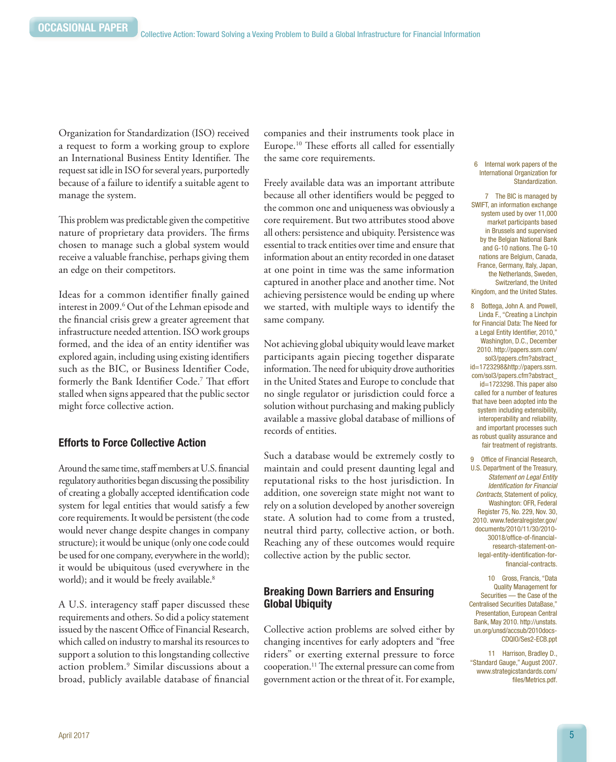Organization for Standardization (ISO) received a request to form a working group to explore an International Business Entity Identifier. The request sat idle in ISO for several years, purportedly because of a failure to identify a suitable agent to manage the system.

This problem was predictable given the competitive nature of proprietary data providers. The firms chosen to manage such a global system would receive a valuable franchise, perhaps giving them an edge on their competitors.

Ideas for a common identifier finally gained interest in 2009.[6] Out of the Lehman episode and the financial crisis grew a greater agreement that infrastructure needed attention. ISO work groups formed, and the idea of an entity identifier was explored again, including using existing identifiers such as the BIC, or Business Identifier Code, formerly the Bank Identifier Code.[7] That effort stalled when signs appeared that the public sector might force collective action.

### Efforts to Force Collective Action

Around the same time, staff members at U.S. financial regulatory authorities began discussing the possibility of creating a globally accepted identification code system for legal entities that would satisfy a few core requirements. It would be persistent (the code would never change despite changes in company structure); it would be unique (only one code could be used for one company, everywhere in the world); it would be ubiquitous (used everywhere in the world); and it would be freely available.[8]

A U.S. interagency staff paper discussed these requirements and others. So did a policy statement issued by the nascent Office of Financial Research, which called on industry to marshal its resources to support a solution to this longstanding collective action problem.[9] Similar discussions about a broad, publicly available database of financial companies and their instruments took place in Europe.[10] These efforts all called for essentially the same core requirements.

Freely available data was an important attribute because all other identifiers would be pegged to the common one and uniqueness was obviously a core requirement. But two attributes stood above all others: persistence and ubiquity. Persistence was essential to track entities over time and ensure that information about an entity recorded in one dataset at one point in time was the same information captured in another place and another time. Not achieving persistence would be ending up where we started, with multiple ways to identify the same company.

Not achieving global ubiquity would leave market participants again piecing together disparate information. The need for ubiquity drove authorities in the United States and Europe to conclude that no single regulator or jurisdiction could force a solution without purchasing and making publicly available a massive global database of millions of records of entities.

Such a database would be extremely costly to maintain and could present daunting legal and reputational risks to the host jurisdiction. In addition, one sovereign state might not want to rely on a solution developed by another sovereign state. A solution had to come from a trusted, neutral third party, collective action, or both. Reaching any of these outcomes would require collective action by the public sector.

### Breaking Down Barriers and Ensuring Global Ubiquity

Collective action problems are solved either by changing incentives for early adopters and "free riders" or exerting external pressure to force cooperation.[11] The external pressure can come from government action or the threat of it. For example,

---

6 Internal work papers of the International Organization for Standardization.

7 The BIC is managed by SWIFT, an information exchange system used by over 11,000 market participants based in Brussels and supervised by the Belgian National Bank and G-10 nations. The G-10 nations are Belgium, Canada, France, Germany, Italy, Japan, the Netherlands, Sweden, Switzerland, the United Kingdom, and the United States.

8 Bottega, John A. and Powell, Linda F., "Creating a Linchpin for Financial Data: The Need for a Legal Entity Identifier, 2010," Washington, D.C., December 2010. http://papers.ssrn.com/sol3/papers.cfm?abstract_id=1723298&http://papers.ssrn.com/sol3/papers.cfm?abstract_id=1723298. This paper also called for a number of features that have been adopted into the system including extensibility, interoperability and reliability, and important processes such as robust quality assurance and fair treatment of registrants.

9 Office of Financial Research, U.S. Department of the Treasury, *Statement on Legal Entity Identification for Financial Contracts*, Statement of policy, Washington: OFR, Federal Register 75, No. 229, Nov. 30, 2010. www.federalregister.gov/documents/2010/11/30/2010-30018/office-of-financial-research-statement-on-legal-entity-identification-for-financial-contracts.

10 Gross, Francis, "Data Quality Management for Securities — the Case of the Centralised Securities DataBase," Presentation, European Central Bank, May 2010. http://unstats.un.org/unsd/accsub/2010docs-CDQIO/Ses2-ECB.ppt

11 Harrison, Bradley D., "Standard Gauge," August 2007. www.strategicstandards.com/files/Metrics.pdf.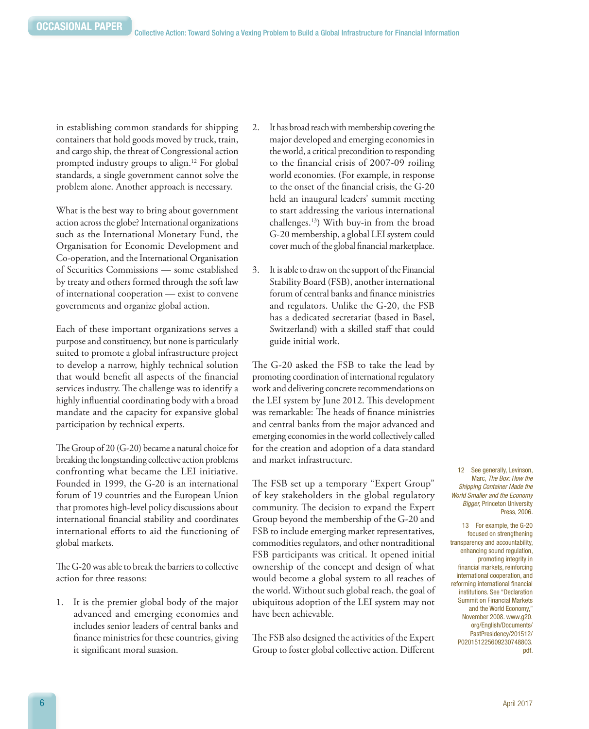in establishing common standards for shipping containers that hold goods moved by truck, train, and cargo ship, the threat of Congressional action prompted industry groups to align.[12] For global standards, a single government cannot solve the problem alone. Another approach is necessary.

What is the best way to bring about government action across the globe? International organizations such as the International Monetary Fund, the Organisation for Economic Development and Co-operation, and the International Organisation of Securities Commissions — some established by treaty and others formed through the soft law of international cooperation — exist to convene governments and organize global action.

Each of these important organizations serves a purpose and constituency, but none is particularly suited to promote a global infrastructure project to develop a narrow, highly technical solution that would benefit all aspects of the financial services industry. The challenge was to identify a highly influential coordinating body with a broad mandate and the capacity for expansive global participation by technical experts.

The Group of 20 (G-20) became a natural choice for breaking the longstanding collective action problems confronting what became the LEI initiative. Founded in 1999, the G-20 is an international forum of 19 countries and the European Union that promotes high-level policy discussions about international financial stability and coordinates international efforts to aid the functioning of global markets.

The G-20 was able to break the barriers to collective action for three reasons:

1. It is the premier global body of the major advanced and emerging economies and includes senior leaders of central banks and finance ministries for these countries, giving it significant moral suasion.
2. It has broad reach with membership covering the major developed and emerging economies in the world, a critical precondition to responding to the financial crisis of 2007-09 roiling world economies. (For example, in response to the onset of the financial crisis, the G-20 held an inaugural leaders' summit meeting to start addressing the various international challenges.[13]) With buy-in from the broad G-20 membership, a global LEI system could cover much of the global financial marketplace.
3. It is able to draw on the support of the Financial Stability Board (FSB), another international forum of central banks and finance ministries and regulators. Unlike the G-20, the FSB has a dedicated secretariat (based in Basel, Switzerland) with a skilled staff that could guide initial work.

The G-20 asked the FSB to take the lead by promoting coordination of international regulatory work and delivering concrete recommendations on the LEI system by June 2012. This development was remarkable: The heads of finance ministries and central banks from the major advanced and emerging economies in the world collectively called for the creation and adoption of a data standard and market infrastructure.

The FSB set up a temporary "Expert Group" of key stakeholders in the global regulatory community. The decision to expand the Expert Group beyond the membership of the G-20 and FSB to include emerging market representatives, commodities regulators, and other nontraditional FSB participants was critical. It opened initial ownership of the concept and design of what would become a global system to all reaches of the world. Without such global reach, the goal of ubiquitous adoption of the LEI system may not have been achievable.

The FSB also designed the activities of the Expert Group to foster global collective action. Different

12 See generally, Levinson, Marc, *The Box: How the Shipping Container Made the World Smaller and the Economy Bigger,* Princeton University Press, 2006.

13 For example, the G-20 focused on strengthening transparency and accountability, enhancing sound regulation, promoting integrity in financial markets, reinforcing international cooperation, and reforming international financial institutions. See "Declaration Summit on Financial Markets and the World Economy," November 2008. www.g20.org/English/Documents/PastPresidency/201512/P020151225609230748803.pdf.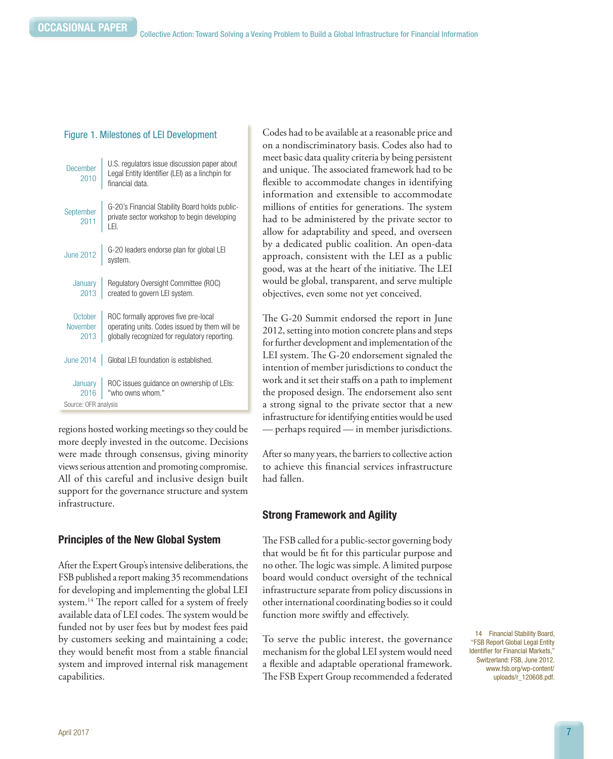**Figure 1. Milestones of LEI Development**

| Date | Milestone |
| --- | --- |
| December 2010 | U.S. regulators issue discussion paper about Legal Entity Identifier (LEI) as a linchpin for financial data. |
| September 2011 | G-20's Financial Stability Board holds public-private sector workshop to begin developing LEI. |
| June 2012 | G-20 leaders endorse plan for global LEI system. |
| January 2013 | Regulatory Oversight Committee (ROC) created to govern LEI system. |
| October November 2013 | ROC formally approves five pre-local operating units. Codes issued by them will be globally recognized for regulatory reporting. |
| June 2014 | Global LEI foundation is established. |
| January 2016 | ROC issues guidance on ownership of LEIs: "who owns whom." |

Source: OFR analysis

regions hosted working meetings so they could be more deeply invested in the outcome. Decisions were made through consensus, giving minority views serious attention and promoting compromise. All of this careful and inclusive design built support for the governance structure and system infrastructure.

## Principles of the New Global System

After the Expert Group's intensive deliberations, the FSB published a report making 35 recommendations for developing and implementing the global LEI system.[14] The report called for a system of freely available data of LEI codes. The system would be funded not by user fees but by modest fees paid by customers seeking and maintaining a code; they would benefit most from a stable financial system and improved internal risk management capabilities.

Codes had to be available at a reasonable price and on a nondiscriminatory basis. Codes also had to meet basic data quality criteria by being persistent and unique. The associated framework had to be flexible to accommodate changes in identifying information and extensible to accommodate millions of entities for generations. The system had to be administered by the private sector to allow for adaptability and speed, and overseen by a dedicated public coalition. An open-data approach, consistent with the LEI as a public good, was at the heart of the initiative. The LEI would be global, transparent, and serve multiple objectives, even some not yet conceived.

The G-20 Summit endorsed the report in June 2012, setting into motion concrete plans and steps for further development and implementation of the LEI system. The G-20 endorsement signaled the intention of member jurisdictions to conduct the work and it set their staffs on a path to implement the proposed design. The endorsement also sent a strong signal to the private sector that a new infrastructure for identifying entities would be used — perhaps required — in member jurisdictions.

After so many years, the barriers to collective action to achieve this financial services infrastructure had fallen.

## Strong Framework and Agility

The FSB called for a public-sector governing body that would be fit for this particular purpose and no other. The logic was simple. A limited purpose board would conduct oversight of the technical infrastructure separate from policy discussions in other international coordinating bodies so it could function more swiftly and effectively.

To serve the public interest, the governance mechanism for the global LEI system would need a flexible and adaptable operational framework. The FSB Expert Group recommended a federated

14 Financial Stability Board, "FSB Report Global Legal Entity Identifier for Financial Markets," Switzerland: FSB, June 2012. www.fsb.org/wp-content/uploads/r_120608.pdf.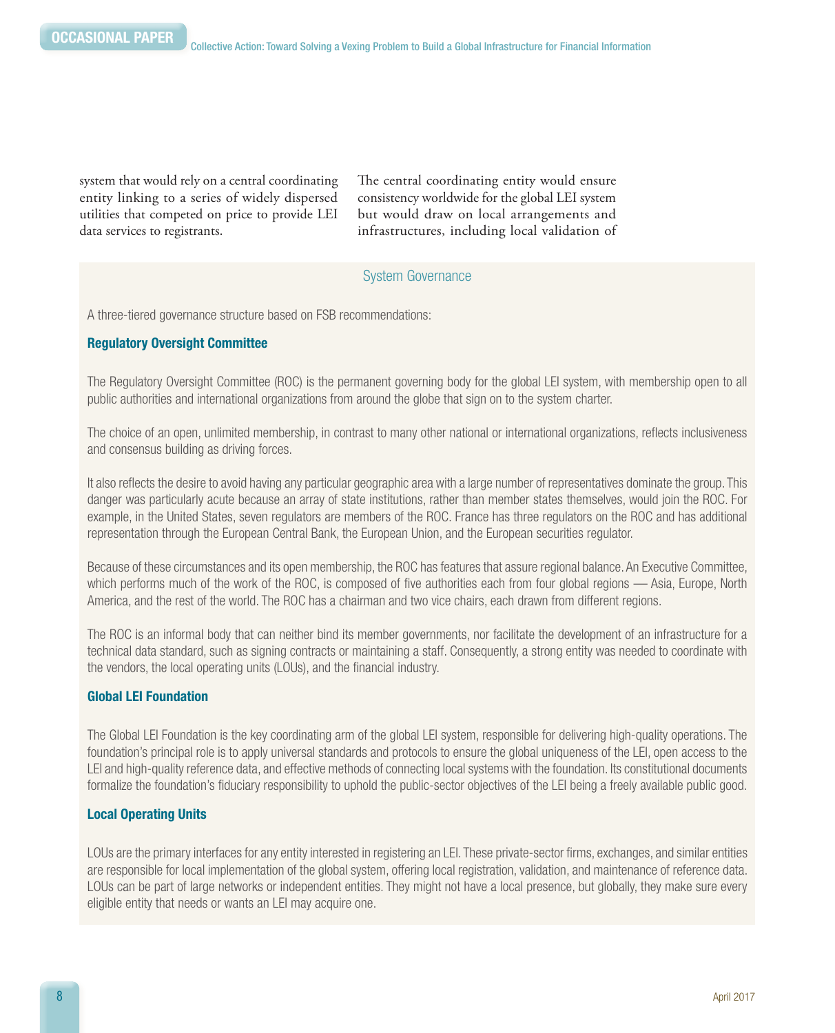system that would rely on a central coordinating entity linking to a series of widely dispersed utilities that competed on price to provide LEI data services to registrants.

The central coordinating entity would ensure consistency worldwide for the global LEI system but would draw on local arrangements and infrastructures, including local validation of

## System Governance

A three-tiered governance structure based on FSB recommendations:

### Regulatory Oversight Committee

The Regulatory Oversight Committee (ROC) is the permanent governing body for the global LEI system, with membership open to all public authorities and international organizations from around the globe that sign on to the system charter.

The choice of an open, unlimited membership, in contrast to many other national or international organizations, reflects inclusiveness and consensus building as driving forces.

It also reflects the desire to avoid having any particular geographic area with a large number of representatives dominate the group. This danger was particularly acute because an array of state institutions, rather than member states themselves, would join the ROC. For example, in the United States, seven regulators are members of the ROC. France has three regulators on the ROC and has additional representation through the European Central Bank, the European Union, and the European securities regulator.

Because of these circumstances and its open membership, the ROC has features that assure regional balance. An Executive Committee, which performs much of the work of the ROC, is composed of five authorities each from four global regions — Asia, Europe, North America, and the rest of the world. The ROC has a chairman and two vice chairs, each drawn from different regions.

The ROC is an informal body that can neither bind its member governments, nor facilitate the development of an infrastructure for a technical data standard, such as signing contracts or maintaining a staff. Consequently, a strong entity was needed to coordinate with the vendors, the local operating units (LOUs), and the financial industry.

### Global LEI Foundation

The Global LEI Foundation is the key coordinating arm of the global LEI system, responsible for delivering high-quality operations. The foundation's principal role is to apply universal standards and protocols to ensure the global uniqueness of the LEI, open access to the LEI and high-quality reference data, and effective methods of connecting local systems with the foundation. Its constitutional documents formalize the foundation's fiduciary responsibility to uphold the public-sector objectives of the LEI being a freely available public good.

### Local Operating Units

LOUs are the primary interfaces for any entity interested in registering an LEI. These private-sector firms, exchanges, and similar entities are responsible for local implementation of the global system, offering local registration, validation, and maintenance of reference data. LOUs can be part of large networks or independent entities. They might not have a local presence, but globally, they make sure every eligible entity that needs or wants an LEI may acquire one.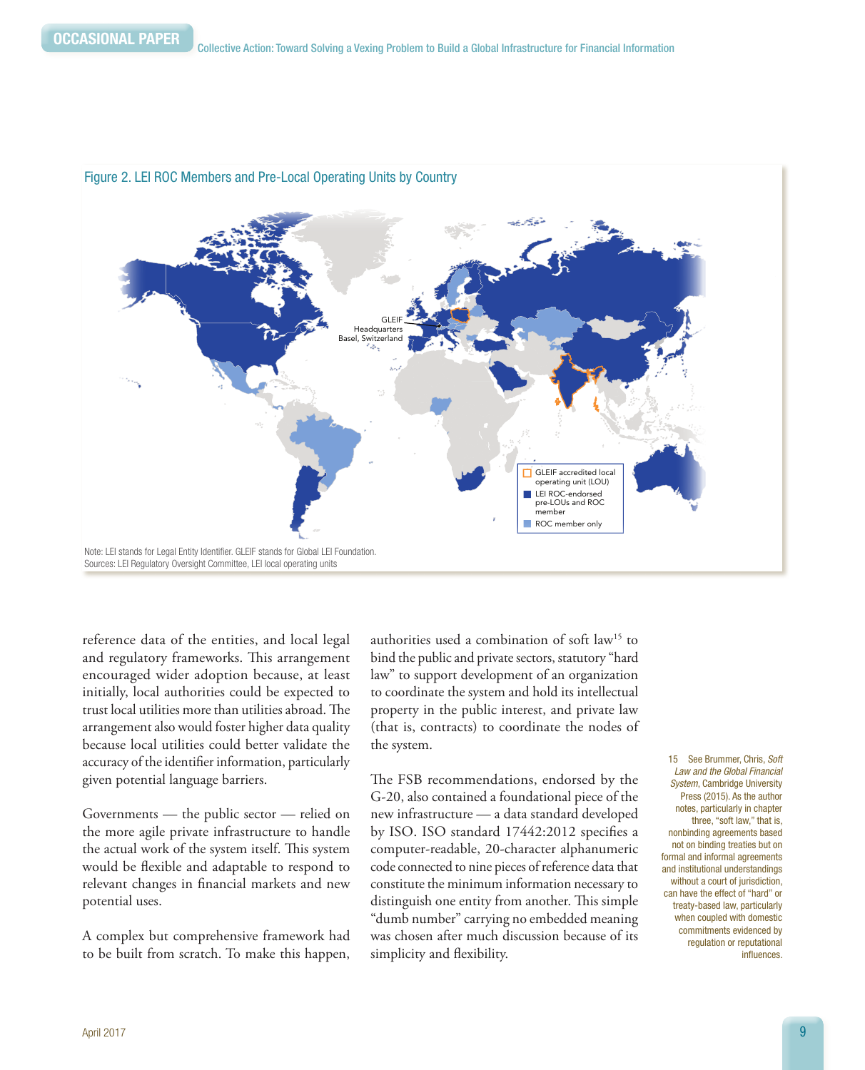Figure 2. LEI ROC Members and Pre-Local Operating Units by Country

GLEIF Headquarters Basel, Switzerland

- GLEIF accredited local operating unit (LOU)
- LEI ROC-endorsed pre-LOUs and ROC member
- ROC member only

Note: LEI stands for Legal Entity Identifier. GLEIF stands for Global LEI Foundation.
Sources: LEI Regulatory Oversight Committee, LEI local operating units

reference data of the entities, and local legal and regulatory frameworks. This arrangement encouraged wider adoption because, at least initially, local authorities could be expected to trust local utilities more than utilities abroad. The arrangement also would foster higher data quality because local utilities could better validate the accuracy of the identifier information, particularly given potential language barriers.

Governments — the public sector — relied on the more agile private infrastructure to handle the actual work of the system itself. This system would be flexible and adaptable to respond to relevant changes in financial markets and new potential uses.

A complex but comprehensive framework had to be built from scratch. To make this happen, authorities used a combination of soft law[15] to bind the public and private sectors, statutory "hard law" to support development of an organization to coordinate the system and hold its intellectual property in the public interest, and private law (that is, contracts) to coordinate the nodes of the system.

The FSB recommendations, endorsed by the G-20, also contained a foundational piece of the new infrastructure — a data standard developed by ISO. ISO standard 17442:2012 specifies a computer-readable, 20-character alphanumeric code connected to nine pieces of reference data that constitute the minimum information necessary to distinguish one entity from another. This simple "dumb number" carrying no embedded meaning was chosen after much discussion because of its simplicity and flexibility.

15 See Brummer, Chris, *Soft Law and the Global Financial System*, Cambridge University Press (2015). As the author notes, particularly in chapter three, "soft law," that is, nonbinding agreements based not on binding treaties but on formal and informal agreements and institutional understandings without a court of jurisdiction, can have the effect of "hard" or treaty-based law, particularly when coupled with domestic commitments evidenced by regulation or reputational influences.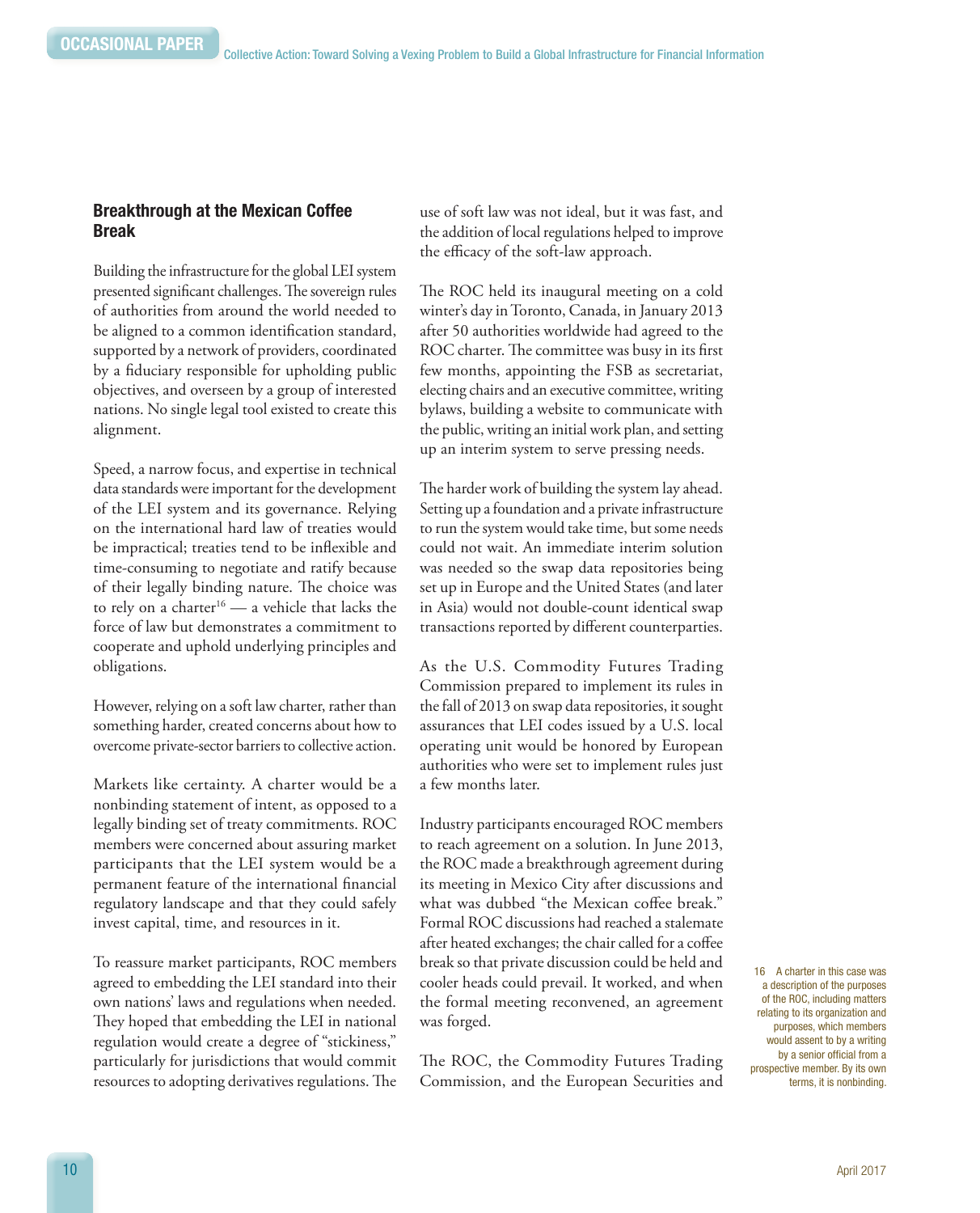## Breakthrough at the Mexican Coffee Break

Building the infrastructure for the global LEI system presented significant challenges. The sovereign rules of authorities from around the world needed to be aligned to a common identification standard, supported by a network of providers, coordinated by a fiduciary responsible for upholding public objectives, and overseen by a group of interested nations. No single legal tool existed to create this alignment.

Speed, a narrow focus, and expertise in technical data standards were important for the development of the LEI system and its governance. Relying on the international hard law of treaties would be impractical; treaties tend to be inflexible and time-consuming to negotiate and ratify because of their legally binding nature. The choice was to rely on a charter[16] — a vehicle that lacks the force of law but demonstrates a commitment to cooperate and uphold underlying principles and obligations.

However, relying on a soft law charter, rather than something harder, created concerns about how to overcome private-sector barriers to collective action.

Markets like certainty. A charter would be a nonbinding statement of intent, as opposed to a legally binding set of treaty commitments. ROC members were concerned about assuring market participants that the LEI system would be a permanent feature of the international financial regulatory landscape and that they could safely invest capital, time, and resources in it.

To reassure market participants, ROC members agreed to embedding the LEI standard into their own nations' laws and regulations when needed. They hoped that embedding the LEI in national regulation would create a degree of "stickiness," particularly for jurisdictions that would commit resources to adopting derivatives regulations. The use of soft law was not ideal, but it was fast, and the addition of local regulations helped to improve the efficacy of the soft-law approach.

The ROC held its inaugural meeting on a cold winter's day in Toronto, Canada, in January 2013 after 50 authorities worldwide had agreed to the ROC charter. The committee was busy in its first few months, appointing the FSB as secretariat, electing chairs and an executive committee, writing bylaws, building a website to communicate with the public, writing an initial work plan, and setting up an interim system to serve pressing needs.

The harder work of building the system lay ahead. Setting up a foundation and a private infrastructure to run the system would take time, but some needs could not wait. An immediate interim solution was needed so the swap data repositories being set up in Europe and the United States (and later in Asia) would not double-count identical swap transactions reported by different counterparties.

As the U.S. Commodity Futures Trading Commission prepared to implement its rules in the fall of 2013 on swap data repositories, it sought assurances that LEI codes issued by a U.S. local operating unit would be honored by European authorities who were set to implement rules just a few months later.

Industry participants encouraged ROC members to reach agreement on a solution. In June 2013, the ROC made a breakthrough agreement during its meeting in Mexico City after discussions and what was dubbed "the Mexican coffee break." Formal ROC discussions had reached a stalemate after heated exchanges; the chair called for a coffee break so that private discussion could be held and cooler heads could prevail. It worked, and when the formal meeting reconvened, an agreement was forged.

The ROC, the Commodity Futures Trading Commission, and the European Securities and

16 A charter in this case was a description of the purposes of the ROC, including matters relating to its organization and purposes, which members would assent to by a writing by a senior official from a prospective member. By its own terms, it is nonbinding.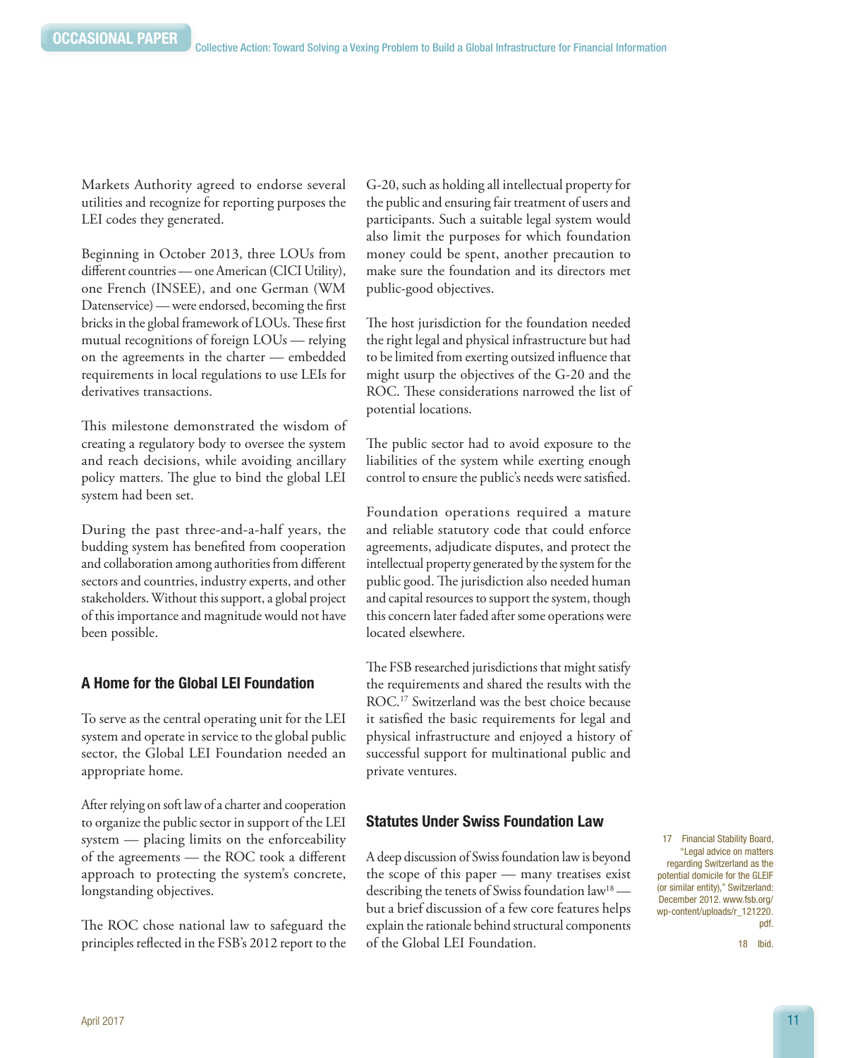Markets Authority agreed to endorse several utilities and recognize for reporting purposes the LEI codes they generated.

Beginning in October 2013, three LOUs from different countries — one American (CICI Utility), one French (INSEE), and one German (WM Datenservice) — were endorsed, becoming the first bricks in the global framework of LOUs. These first mutual recognitions of foreign LOUs — relying on the agreements in the charter — embedded requirements in local regulations to use LEIs for derivatives transactions.

This milestone demonstrated the wisdom of creating a regulatory body to oversee the system and reach decisions, while avoiding ancillary policy matters. The glue to bind the global LEI system had been set.

During the past three-and-a-half years, the budding system has benefited from cooperation and collaboration among authorities from different sectors and countries, industry experts, and other stakeholders. Without this support, a global project of this importance and magnitude would not have been possible.

### A Home for the Global LEI Foundation

To serve as the central operating unit for the LEI system and operate in service to the global public sector, the Global LEI Foundation needed an appropriate home.

After relying on soft law of a charter and cooperation to organize the public sector in support of the LEI system — placing limits on the enforceability of the agreements — the ROC took a different approach to protecting the system's concrete, longstanding objectives.

The ROC chose national law to safeguard the principles reflected in the FSB's 2012 report to the G-20, such as holding all intellectual property for the public and ensuring fair treatment of users and participants. Such a suitable legal system would also limit the purposes for which foundation money could be spent, another precaution to make sure the foundation and its directors met public-good objectives.

The host jurisdiction for the foundation needed the right legal and physical infrastructure but had to be limited from exerting outsized influence that might usurp the objectives of the G-20 and the ROC. These considerations narrowed the list of potential locations.

The public sector had to avoid exposure to the liabilities of the system while exerting enough control to ensure the public's needs were satisfied.

Foundation operations required a mature and reliable statutory code that could enforce agreements, adjudicate disputes, and protect the intellectual property generated by the system for the public good. The jurisdiction also needed human and capital resources to support the system, though this concern later faded after some operations were located elsewhere.

The FSB researched jurisdictions that might satisfy the requirements and shared the results with the ROC.[17] Switzerland was the best choice because it satisfied the basic requirements for legal and physical infrastructure and enjoyed a history of successful support for multinational public and private ventures.

### Statutes Under Swiss Foundation Law

A deep discussion of Swiss foundation law is beyond the scope of this paper — many treatises exist describing the tenets of Swiss foundation law[18] — but a brief discussion of a few core features helps explain the rationale behind structural components of the Global LEI Foundation.

17 Financial Stability Board, "Legal advice on matters regarding Switzerland as the potential domicile for the GLEIF (or similar entity)," Switzerland: December 2012. www.fsb.org/wp-content/uploads/r_121220.pdf.

18 Ibid.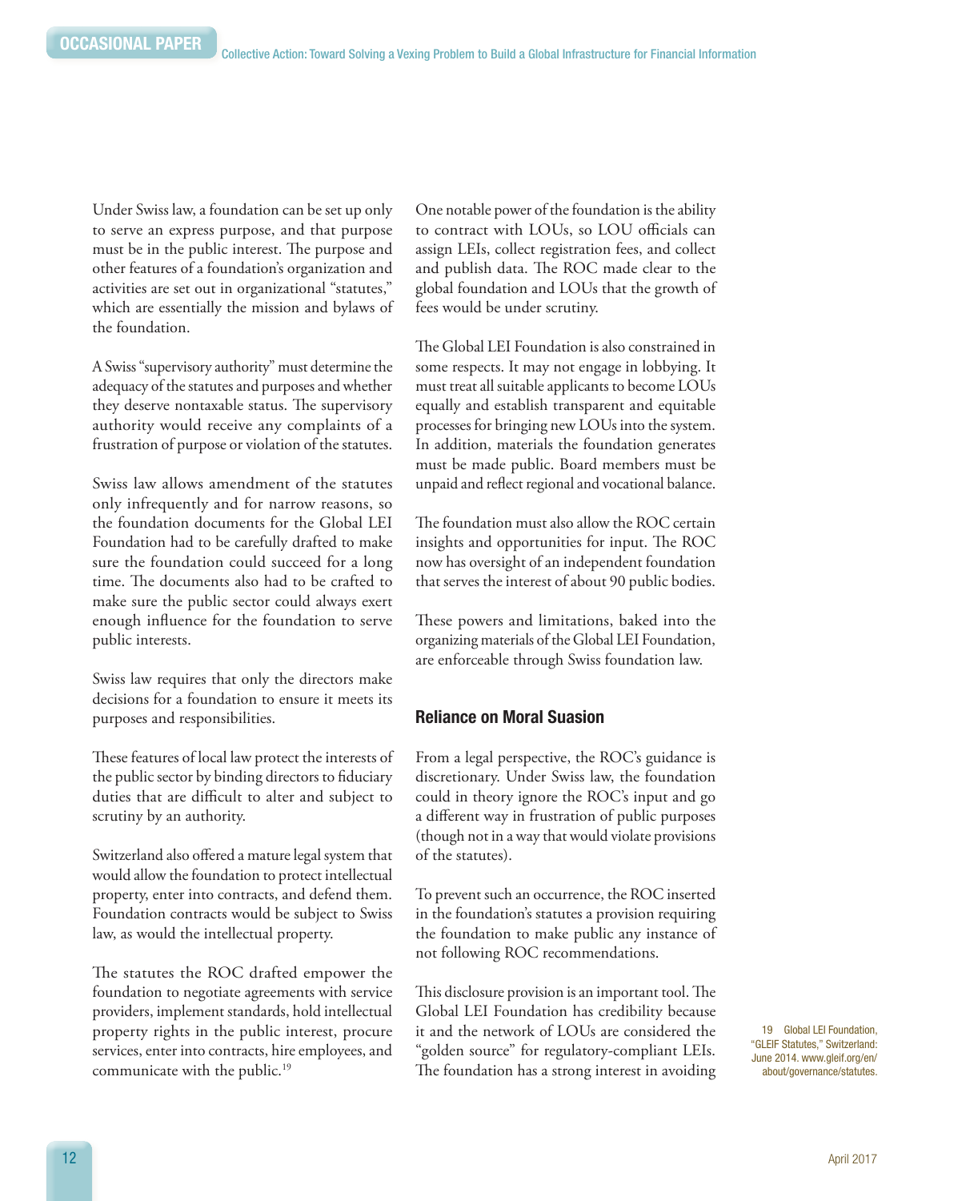Under Swiss law, a foundation can be set up only to serve an express purpose, and that purpose must be in the public interest. The purpose and other features of a foundation's organization and activities are set out in organizational "statutes," which are essentially the mission and bylaws of the foundation.

A Swiss "supervisory authority" must determine the adequacy of the statutes and purposes and whether they deserve nontaxable status. The supervisory authority would receive any complaints of a frustration of purpose or violation of the statutes.

Swiss law allows amendment of the statutes only infrequently and for narrow reasons, so the foundation documents for the Global LEI Foundation had to be carefully drafted to make sure the foundation could succeed for a long time. The documents also had to be crafted to make sure the public sector could always exert enough influence for the foundation to serve public interests.

Swiss law requires that only the directors make decisions for a foundation to ensure it meets its purposes and responsibilities.

These features of local law protect the interests of the public sector by binding directors to fiduciary duties that are difficult to alter and subject to scrutiny by an authority.

Switzerland also offered a mature legal system that would allow the foundation to protect intellectual property, enter into contracts, and defend them. Foundation contracts would be subject to Swiss law, as would the intellectual property.

The statutes the ROC drafted empower the foundation to negotiate agreements with service providers, implement standards, hold intellectual property rights in the public interest, procure services, enter into contracts, hire employees, and communicate with the public.[19]

One notable power of the foundation is the ability to contract with LOUs, so LOU officials can assign LEIs, collect registration fees, and collect and publish data. The ROC made clear to the global foundation and LOUs that the growth of fees would be under scrutiny.

The Global LEI Foundation is also constrained in some respects. It may not engage in lobbying. It must treat all suitable applicants to become LOUs equally and establish transparent and equitable processes for bringing new LOUs into the system. In addition, materials the foundation generates must be made public. Board members must be unpaid and reflect regional and vocational balance.

The foundation must also allow the ROC certain insights and opportunities for input. The ROC now has oversight of an independent foundation that serves the interest of about 90 public bodies.

These powers and limitations, baked into the organizing materials of the Global LEI Foundation, are enforceable through Swiss foundation law.

### Reliance on Moral Suasion

From a legal perspective, the ROC's guidance is discretionary. Under Swiss law, the foundation could in theory ignore the ROC's input and go a different way in frustration of public purposes (though not in a way that would violate provisions of the statutes).

To prevent such an occurrence, the ROC inserted in the foundation's statutes a provision requiring the foundation to make public any instance of not following ROC recommendations.

This disclosure provision is an important tool. The Global LEI Foundation has credibility because it and the network of LOUs are considered the "golden source" for regulatory-compliant LEIs. The foundation has a strong interest in avoiding

19 Global LEI Foundation, "GLEIF Statutes," Switzerland: June 2014. www.gleif.org/en/about/governance/statutes.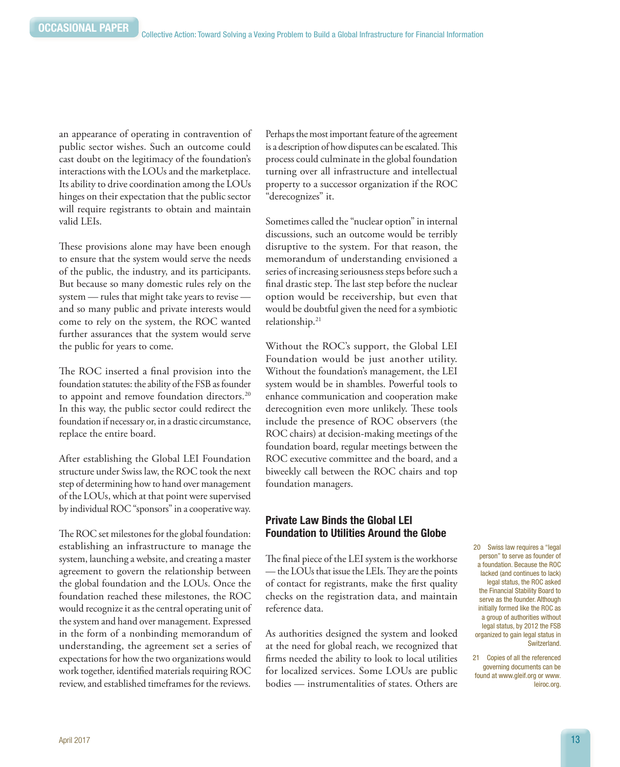an appearance of operating in contravention of public sector wishes. Such an outcome could cast doubt on the legitimacy of the foundation's interactions with the LOUs and the marketplace. Its ability to drive coordination among the LOUs hinges on their expectation that the public sector will require registrants to obtain and maintain valid LEIs.

These provisions alone may have been enough to ensure that the system would serve the needs of the public, the industry, and its participants. But because so many domestic rules rely on the system — rules that might take years to revise — and so many public and private interests would come to rely on the system, the ROC wanted further assurances that the system would serve the public for years to come.

The ROC inserted a final provision into the foundation statutes: the ability of the FSB as founder to appoint and remove foundation directors.[20] In this way, the public sector could redirect the foundation if necessary or, in a drastic circumstance, replace the entire board.

After establishing the Global LEI Foundation structure under Swiss law, the ROC took the next step of determining how to hand over management of the LOUs, which at that point were supervised by individual ROC "sponsors" in a cooperative way.

The ROC set milestones for the global foundation: establishing an infrastructure to manage the system, launching a website, and creating a master agreement to govern the relationship between the global foundation and the LOUs. Once the foundation reached these milestones, the ROC would recognize it as the central operating unit of the system and hand over management. Expressed in the form of a nonbinding memorandum of understanding, the agreement set a series of expectations for how the two organizations would work together, identified materials requiring ROC review, and established timeframes for the reviews.

Perhaps the most important feature of the agreement is a description of how disputes can be escalated. This process could culminate in the global foundation turning over all infrastructure and intellectual property to a successor organization if the ROC "derecognizes" it.

Sometimes called the "nuclear option" in internal discussions, such an outcome would be terribly disruptive to the system. For that reason, the memorandum of understanding envisioned a series of increasing seriousness steps before such a final drastic step. The last step before the nuclear option would be receivership, but even that would be doubtful given the need for a symbiotic relationship.[21]

Without the ROC's support, the Global LEI Foundation would be just another utility. Without the foundation's management, the LEI system would be in shambles. Powerful tools to enhance communication and cooperation make derecognition even more unlikely. These tools include the presence of ROC observers (the ROC chairs) at decision-making meetings of the foundation board, regular meetings between the ROC executive committee and the board, and a biweekly call between the ROC chairs and top foundation managers.

## Private Law Binds the Global LEI Foundation to Utilities Around the Globe

The final piece of the LEI system is the workhorse — the LOUs that issue the LEIs. They are the points of contact for registrants, make the first quality checks on the registration data, and maintain reference data.

As authorities designed the system and looked at the need for global reach, we recognized that firms needed the ability to look to local utilities for localized services. Some LOUs are public bodies — instrumentalities of states. Others are

---

20 Swiss law requires a "legal person" to serve as founder of a foundation. Because the ROC lacked (and continues to lack) legal status, the ROC asked the Financial Stability Board to serve as the founder. Although initially formed like the ROC as a group of authorities without legal status, by 2012 the FSB organized to gain legal status in Switzerland.

21 Copies of all the referenced governing documents can be found at www.gleif.org or www.leiroc.org.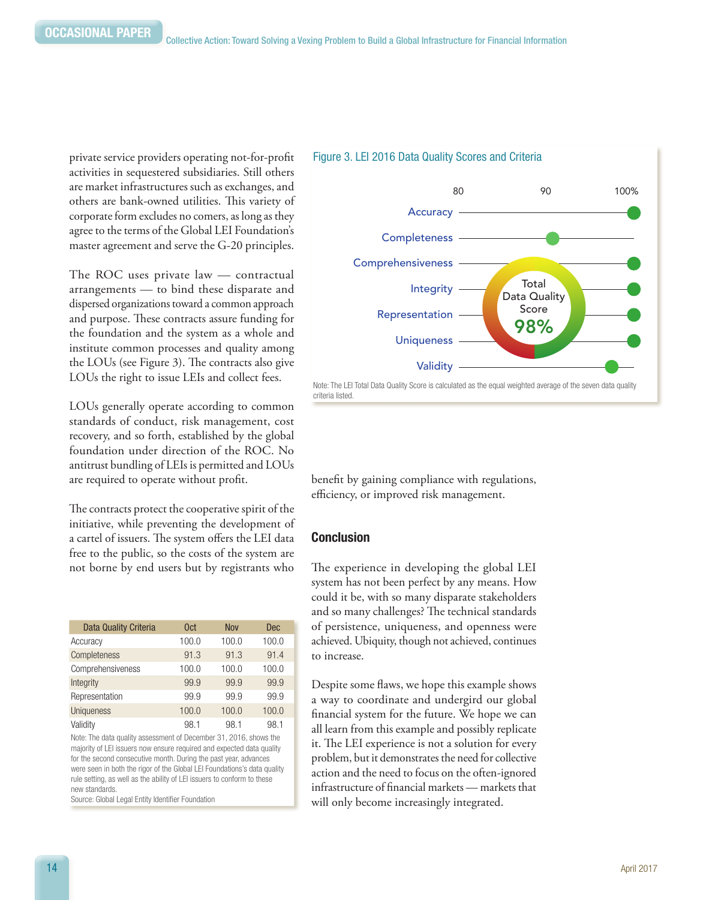private service providers operating not-for-profit activities in sequestered subsidiaries. Still others are market infrastructures such as exchanges, and others are bank-owned utilities. This variety of corporate form excludes no comers, as long as they agree to the terms of the Global LEI Foundation's master agreement and serve the G-20 principles.

The ROC uses private law — contractual arrangements — to bind these disparate and dispersed organizations toward a common approach and purpose. These contracts assure funding for the foundation and the system as a whole and institute common processes and quality among the LOUs (see Figure 3). The contracts also give LOUs the right to issue LEIs and collect fees.

LOUs generally operate according to common standards of conduct, risk management, cost recovery, and so forth, established by the global foundation under direction of the ROC. No antitrust bundling of LEIs is permitted and LOUs are required to operate without profit.

The contracts protect the cooperative spirit of the initiative, while preventing the development of a cartel of issuers. The system offers the LEI data free to the public, so the costs of the system are not borne by end users but by registrants who benefit by gaining compliance with regulations, efficiency, or improved risk management.

Figure 3. LEI 2016 Data Quality Scores and Criteria

Total Data Quality Score 98%

Note: The LEI Total Data Quality Score is calculated as the equal weighted average of the seven data quality criteria listed.

| Data Quality Criteria | Oct | Nov | Dec |
|---|---|---|---|
| Accuracy | 100.0 | 100.0 | 100.0 |
| Completeness | 91.3 | 91.3 | 91.4 |
| Comprehensiveness | 100.0 | 100.0 | 100.0 |
| Integrity | 99.9 | 99.9 | 99.9 |
| Representation | 99.9 | 99.9 | 99.9 |
| Uniqueness | 100.0 | 100.0 | 100.0 |
| Validity | 98.1 | 98.1 | 98.1 |

Note: The data quality assessment of December 31, 2016, shows the majority of LEI issuers now ensure required and expected data quality for the second consecutive month. During the past year, advances were seen in both the rigor of the Global LEI Foundations's data quality rule setting, as well as the ability of LEI issuers to conform to these new standards.
Source: Global Legal Entity Identifier Foundation

## Conclusion

The experience in developing the global LEI system has not been perfect by any means. How could it be, with so many disparate stakeholders and so many challenges? The technical standards of persistence, uniqueness, and openness were achieved. Ubiquity, though not achieved, continues to increase.

Despite some flaws, we hope this example shows a way to coordinate and undergird our global financial system for the future. We hope we can all learn from this example and possibly replicate it. The LEI experience is not a solution for every problem, but it demonstrates the need for collective action and the need to focus on the often-ignored infrastructure of financial markets — markets that will only become increasingly integrated.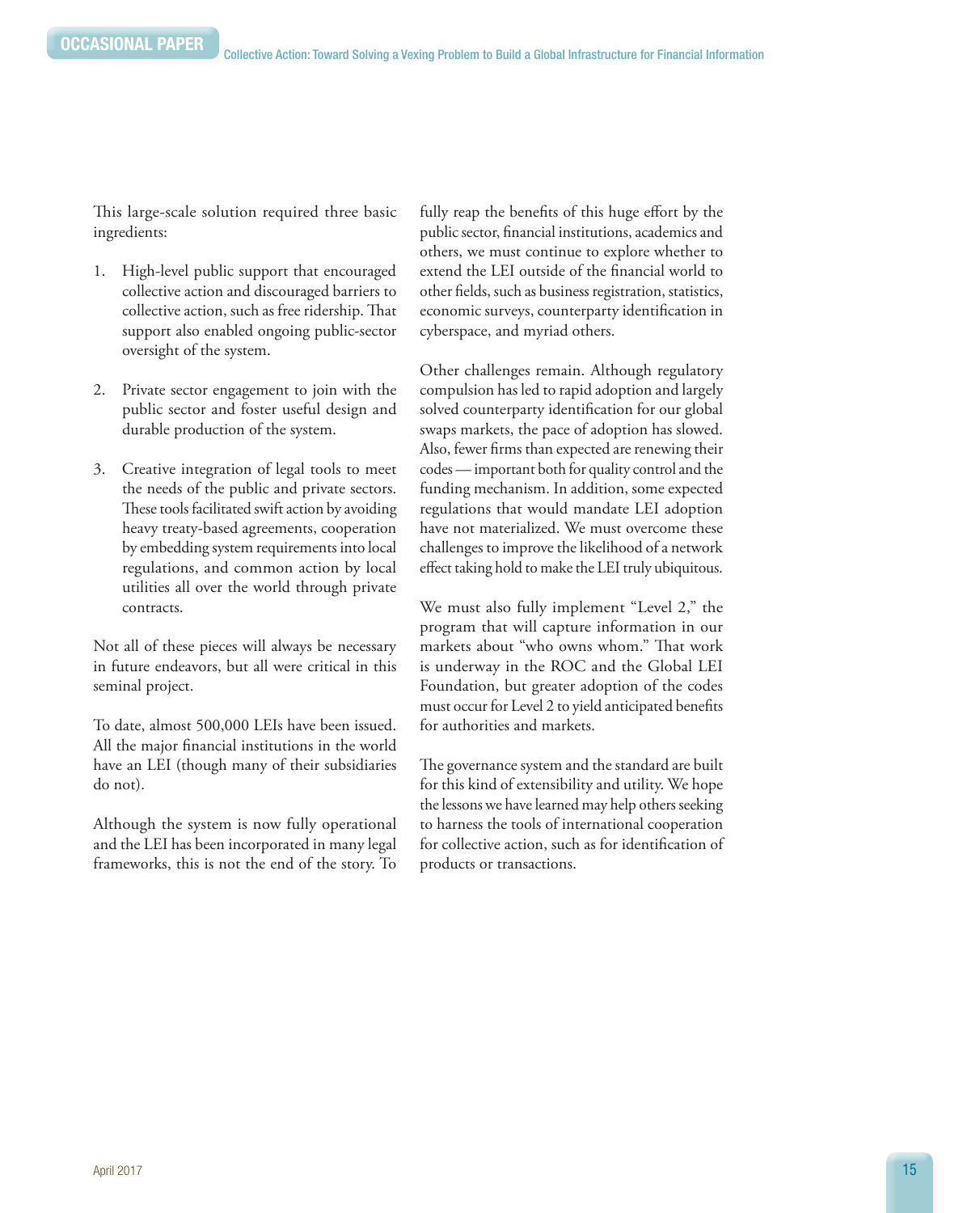This large-scale solution required three basic ingredients:

1. High-level public support that encouraged collective action and discouraged barriers to collective action, such as free ridership. That support also enabled ongoing public-sector oversight of the system.

2. Private sector engagement to join with the public sector and foster useful design and durable production of the system.

3. Creative integration of legal tools to meet the needs of the public and private sectors. These tools facilitated swift action by avoiding heavy treaty-based agreements, cooperation by embedding system requirements into local regulations, and common action by local utilities all over the world through private contracts.

Not all of these pieces will always be necessary in future endeavors, but all were critical in this seminal project.

To date, almost 500,000 LEIs have been issued. All the major financial institutions in the world have an LEI (though many of their subsidiaries do not).

Although the system is now fully operational and the LEI has been incorporated in many legal frameworks, this is not the end of the story. To fully reap the benefits of this huge effort by the public sector, financial institutions, academics and others, we must continue to explore whether to extend the LEI outside of the financial world to other fields, such as business registration, statistics, economic surveys, counterparty identification in cyberspace, and myriad others.

Other challenges remain. Although regulatory compulsion has led to rapid adoption and largely solved counterparty identification for our global swaps markets, the pace of adoption has slowed. Also, fewer firms than expected are renewing their codes — important both for quality control and the funding mechanism. In addition, some expected regulations that would mandate LEI adoption have not materialized. We must overcome these challenges to improve the likelihood of a network effect taking hold to make the LEI truly ubiquitous.

We must also fully implement "Level 2," the program that will capture information in our markets about "who owns whom." That work is underway in the ROC and the Global LEI Foundation, but greater adoption of the codes must occur for Level 2 to yield anticipated benefits for authorities and markets.

The governance system and the standard are built for this kind of extensibility and utility. We hope the lessons we have learned may help others seeking to harness the tools of international cooperation for collective action, such as for identification of products or transactions.